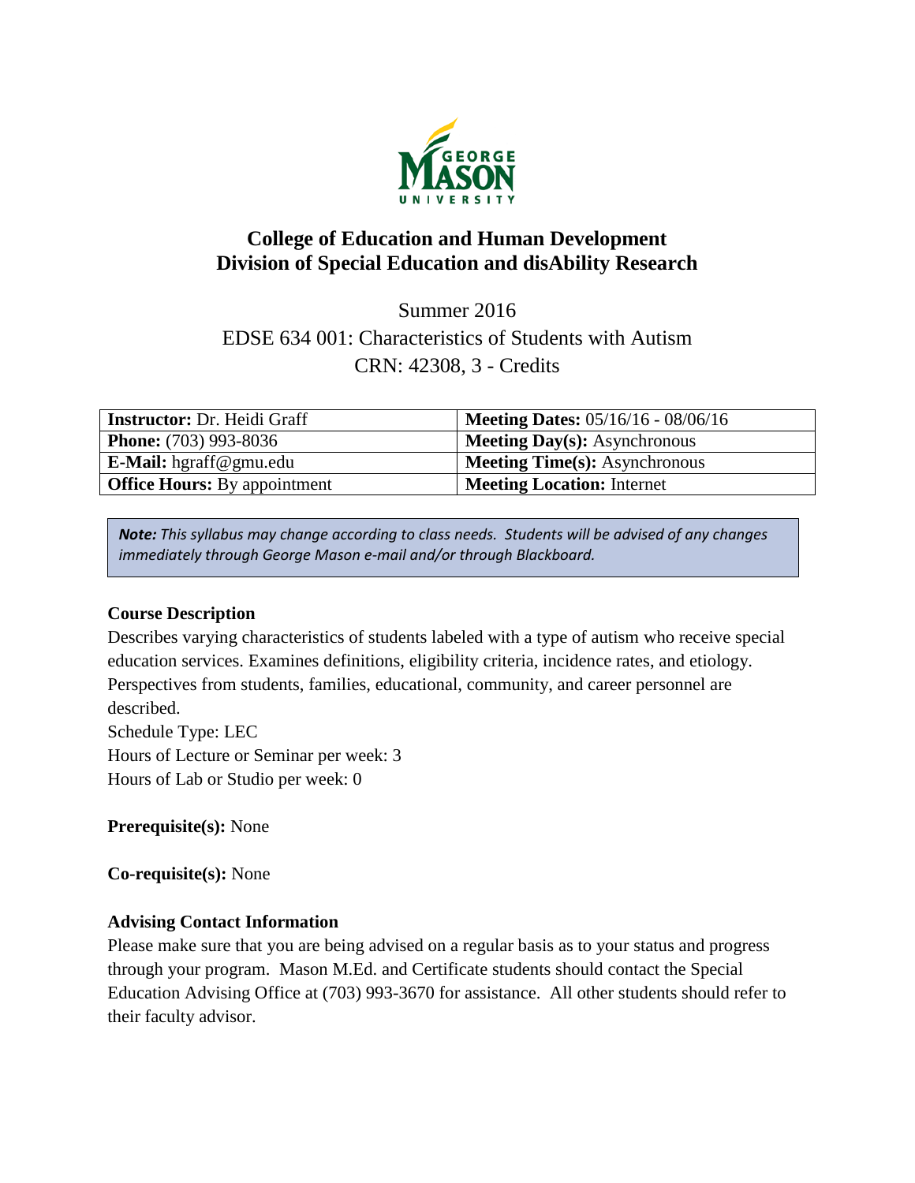# College of Education and Human Development
# Division of Special Education and disAbility Research

Summer 2016

EDSE 634 001: Characteristics of Students with Autism

CRN: 42308, 3 - Credits

| | |
|---|---|
| **Instructor:** Dr. Heidi Graff | **Meeting Dates:** 05/16/16 - 08/06/16 |
| **Phone:** (703) 993-8036 | **Meeting Day(s):** Asynchronous |
| **E-Mail:** hgraff@gmu.edu | **Meeting Time(s):** Asynchronous |
| **Office Hours:** By appointment | **Meeting Location:** Internet |

> ***Note:*** *This syllabus may change according to class needs. Students will be advised of any changes immediately through George Mason e-mail and/or through Blackboard.*

**Course Description**

Describes varying characteristics of students labeled with a type of autism who receive special education services. Examines definitions, eligibility criteria, incidence rates, and etiology. Perspectives from students, families, educational, community, and career personnel are described.

Schedule Type: LEC

Hours of Lecture or Seminar per week: 3

Hours of Lab or Studio per week: 0

**Prerequisite(s):** None

**Co-requisite(s):** None

**Advising Contact Information**

Please make sure that you are being advised on a regular basis as to your status and progress through your program. Mason M.Ed. and Certificate students should contact the Special Education Advising Office at (703) 993-3670 for assistance. All other students should refer to their faculty advisor.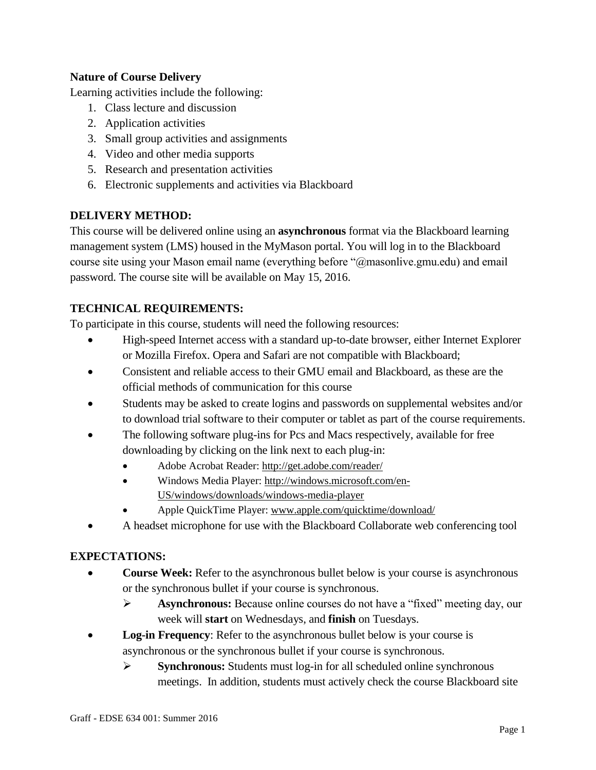**Nature of Course Delivery**

Learning activities include the following:

1. Class lecture and discussion
2. Application activities
3. Small group activities and assignments
4. Video and other media supports
5. Research and presentation activities
6. Electronic supplements and activities via Blackboard

## DELIVERY METHOD:

This course will be delivered online using an **asynchronous** format via the Blackboard learning management system (LMS) housed in the MyMason portal. You will log in to the Blackboard course site using your Mason email name (everything before "@masonlive.gmu.edu) and email password. The course site will be available on May 15, 2016.

## TECHNICAL REQUIREMENTS:

To participate in this course, students will need the following resources:

- High-speed Internet access with a standard up-to-date browser, either Internet Explorer or Mozilla Firefox. Opera and Safari are not compatible with Blackboard;
- Consistent and reliable access to their GMU email and Blackboard, as these are the official methods of communication for this course
- Students may be asked to create logins and passwords on supplemental websites and/or to download trial software to their computer or tablet as part of the course requirements.
- The following software plug-ins for Pcs and Macs respectively, available for free downloading by clicking on the link next to each plug-in:
  - Adobe Acrobat Reader: http://get.adobe.com/reader/
  - Windows Media Player: http://windows.microsoft.com/en-US/windows/downloads/windows-media-player
  - Apple QuickTime Player: www.apple.com/quicktime/download/
- A headset microphone for use with the Blackboard Collaborate web conferencing tool

## EXPECTATIONS:

- **Course Week:** Refer to the asynchronous bullet below is your course is asynchronous or the synchronous bullet if your course is synchronous.
  - **Asynchronous:** Because online courses do not have a "fixed" meeting day, our week will **start** on Wednesdays, and **finish** on Tuesdays.
- **Log-in Frequency**: Refer to the asynchronous bullet below is your course is asynchronous or the synchronous bullet if your course is synchronous.
  - **Synchronous:** Students must log-in for all scheduled online synchronous meetings. In addition, students must actively check the course Blackboard site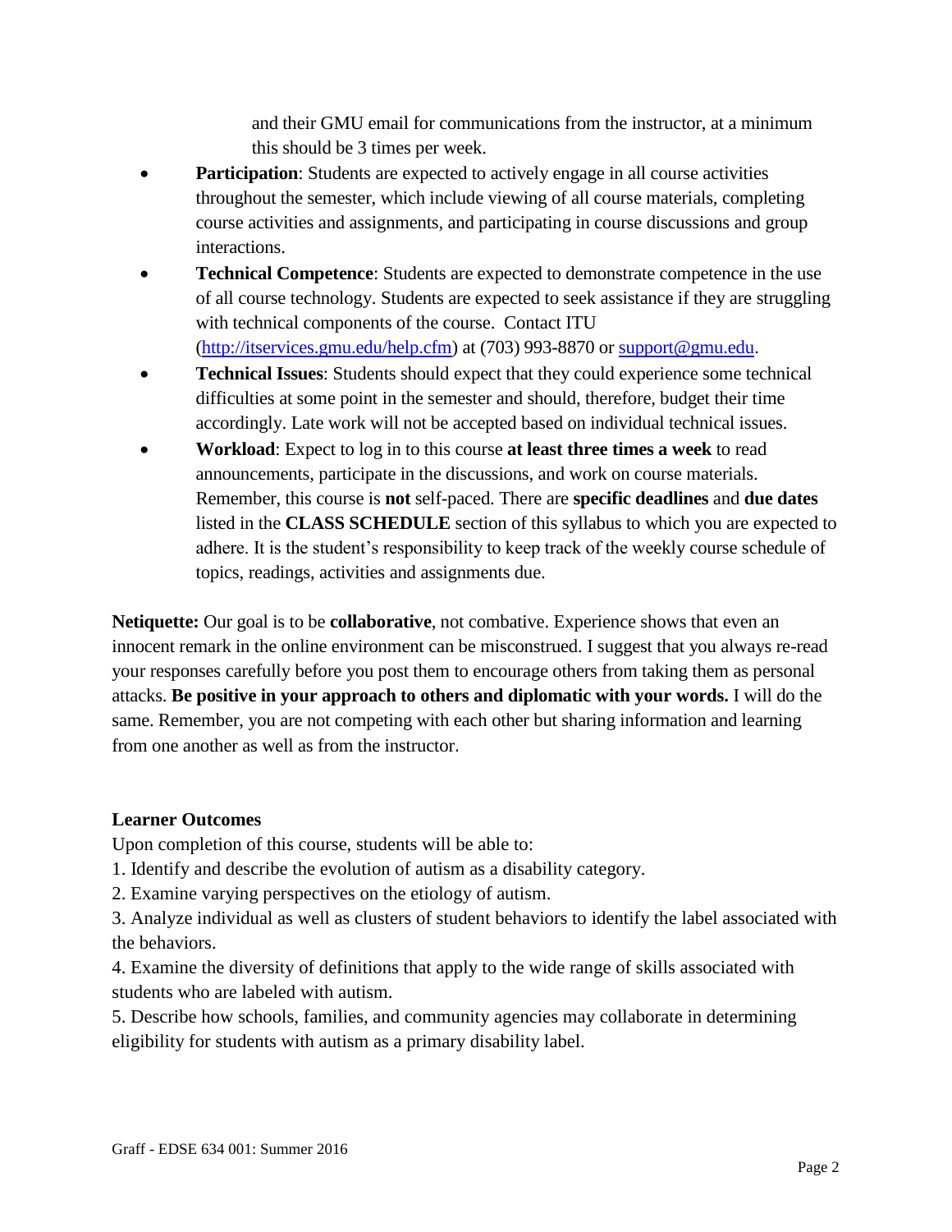and their GMU email for communications from the instructor, at a minimum this should be 3 times per week.

- **Participation**: Students are expected to actively engage in all course activities throughout the semester, which include viewing of all course materials, completing course activities and assignments, and participating in course discussions and group interactions.
- **Technical Competence**: Students are expected to demonstrate competence in the use of all course technology. Students are expected to seek assistance if they are struggling with technical components of the course. Contact ITU (http://itservices.gmu.edu/help.cfm) at (703) 993-8870 or support@gmu.edu.
- **Technical Issues**: Students should expect that they could experience some technical difficulties at some point in the semester and should, therefore, budget their time accordingly. Late work will not be accepted based on individual technical issues.
- **Workload**: Expect to log in to this course **at least three times a week** to read announcements, participate in the discussions, and work on course materials. Remember, this course is **not** self-paced. There are **specific deadlines** and **due dates** listed in the **CLASS SCHEDULE** section of this syllabus to which you are expected to adhere. It is the student's responsibility to keep track of the weekly course schedule of topics, readings, activities and assignments due.

**Netiquette:** Our goal is to be **collaborative**, not combative. Experience shows that even an innocent remark in the online environment can be misconstrued. I suggest that you always re-read your responses carefully before you post them to encourage others from taking them as personal attacks. **Be positive in your approach to others and diplomatic with your words.** I will do the same. Remember, you are not competing with each other but sharing information and learning from one another as well as from the instructor.

**Learner Outcomes**

Upon completion of this course, students will be able to:

1. Identify and describe the evolution of autism as a disability category.
2. Examine varying perspectives on the etiology of autism.
3. Analyze individual as well as clusters of student behaviors to identify the label associated with the behaviors.
4. Examine the diversity of definitions that apply to the wide range of skills associated with students who are labeled with autism.
5. Describe how schools, families, and community agencies may collaborate in determining eligibility for students with autism as a primary disability label.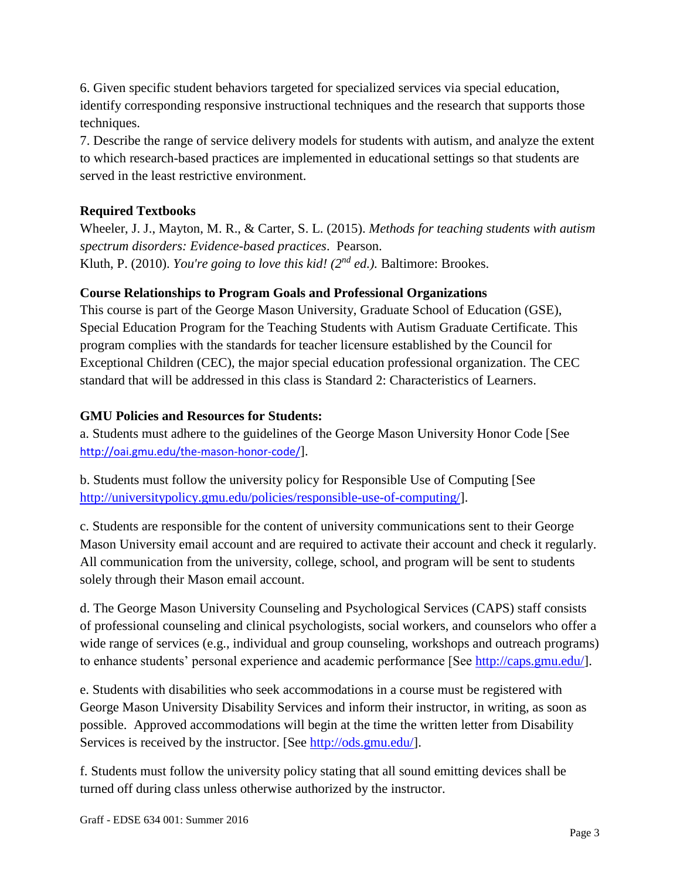6. Given specific student behaviors targeted for specialized services via special education, identify corresponding responsive instructional techniques and the research that supports those techniques.
7. Describe the range of service delivery models for students with autism, and analyze the extent to which research-based practices are implemented in educational settings so that students are served in the least restrictive environment.

**Required Textbooks**

Wheeler, J. J., Mayton, M. R., & Carter, S. L. (2015). *Methods for teaching students with autism spectrum disorders: Evidence-based practices*. Pearson.
Kluth, P. (2010). *You're going to love this kid! (2nd ed.).* Baltimore: Brookes.

**Course Relationships to Program Goals and Professional Organizations**

This course is part of the George Mason University, Graduate School of Education (GSE), Special Education Program for the Teaching Students with Autism Graduate Certificate. This program complies with the standards for teacher licensure established by the Council for Exceptional Children (CEC), the major special education professional organization. The CEC standard that will be addressed in this class is Standard 2: Characteristics of Learners.

**GMU Policies and Resources for Students:**

a. Students must adhere to the guidelines of the George Mason University Honor Code [See http://oai.gmu.edu/the-mason-honor-code/].

b. Students must follow the university policy for Responsible Use of Computing [See http://universitypolicy.gmu.edu/policies/responsible-use-of-computing/].

c. Students are responsible for the content of university communications sent to their George Mason University email account and are required to activate their account and check it regularly. All communication from the university, college, school, and program will be sent to students solely through their Mason email account.

d. The George Mason University Counseling and Psychological Services (CAPS) staff consists of professional counseling and clinical psychologists, social workers, and counselors who offer a wide range of services (e.g., individual and group counseling, workshops and outreach programs) to enhance students' personal experience and academic performance [See http://caps.gmu.edu/].

e. Students with disabilities who seek accommodations in a course must be registered with George Mason University Disability Services and inform their instructor, in writing, as soon as possible. Approved accommodations will begin at the time the written letter from Disability Services is received by the instructor. [See http://ods.gmu.edu/].

f. Students must follow the university policy stating that all sound emitting devices shall be turned off during class unless otherwise authorized by the instructor.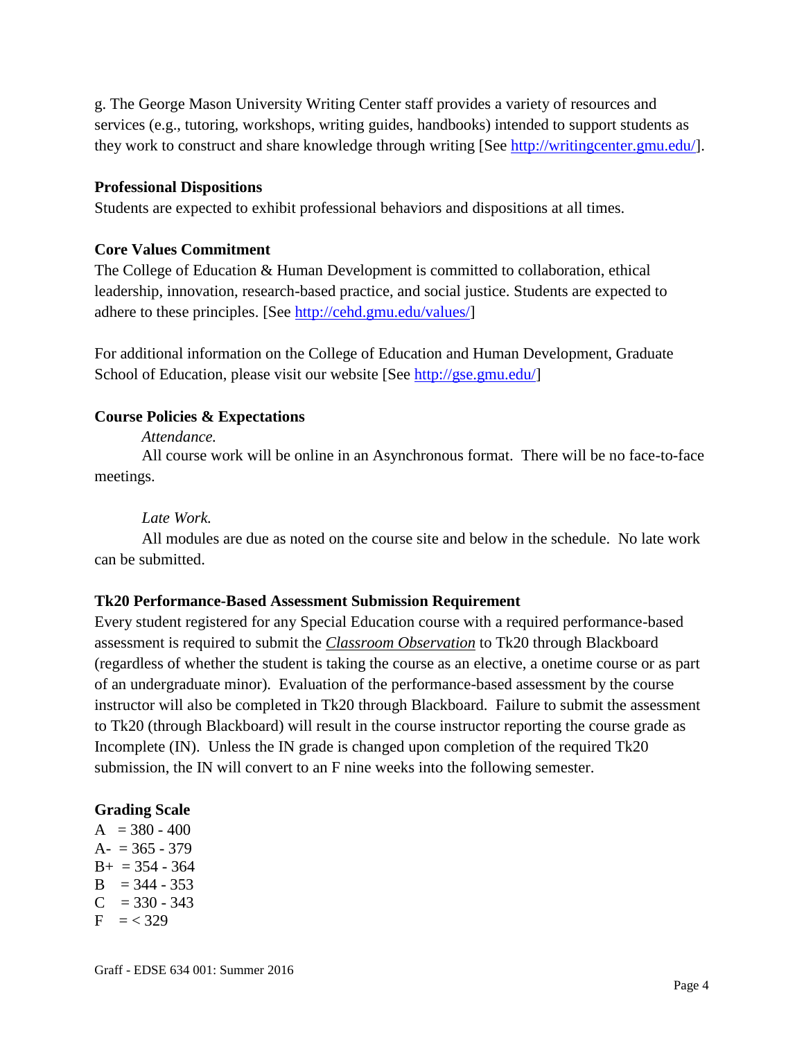g. The George Mason University Writing Center staff provides a variety of resources and services (e.g., tutoring, workshops, writing guides, handbooks) intended to support students as they work to construct and share knowledge through writing [See http://writingcenter.gmu.edu/].

**Professional Dispositions**

Students are expected to exhibit professional behaviors and dispositions at all times.

**Core Values Commitment**

The College of Education & Human Development is committed to collaboration, ethical leadership, innovation, research-based practice, and social justice. Students are expected to adhere to these principles. [See http://cehd.gmu.edu/values/]

For additional information on the College of Education and Human Development, Graduate School of Education, please visit our website [See http://gse.gmu.edu/]

**Course Policies & Expectations**

*Attendance.*

All course work will be online in an Asynchronous format. There will be no face-to-face meetings.

*Late Work.*

All modules are due as noted on the course site and below in the schedule. No late work can be submitted.

**Tk20 Performance-Based Assessment Submission Requirement**

Every student registered for any Special Education course with a required performance-based assessment is required to submit the *Classroom Observation* to Tk20 through Blackboard (regardless of whether the student is taking the course as an elective, a onetime course or as part of an undergraduate minor). Evaluation of the performance-based assessment by the course instructor will also be completed in Tk20 through Blackboard. Failure to submit the assessment to Tk20 (through Blackboard) will result in the course instructor reporting the course grade as Incomplete (IN). Unless the IN grade is changed upon completion of the required Tk20 submission, the IN will convert to an F nine weeks into the following semester.

**Grading Scale**

A = 380 - 400
A- = 365 - 379
B+ = 354 - 364
B = 344 - 353
C = 330 - 343
F = < 329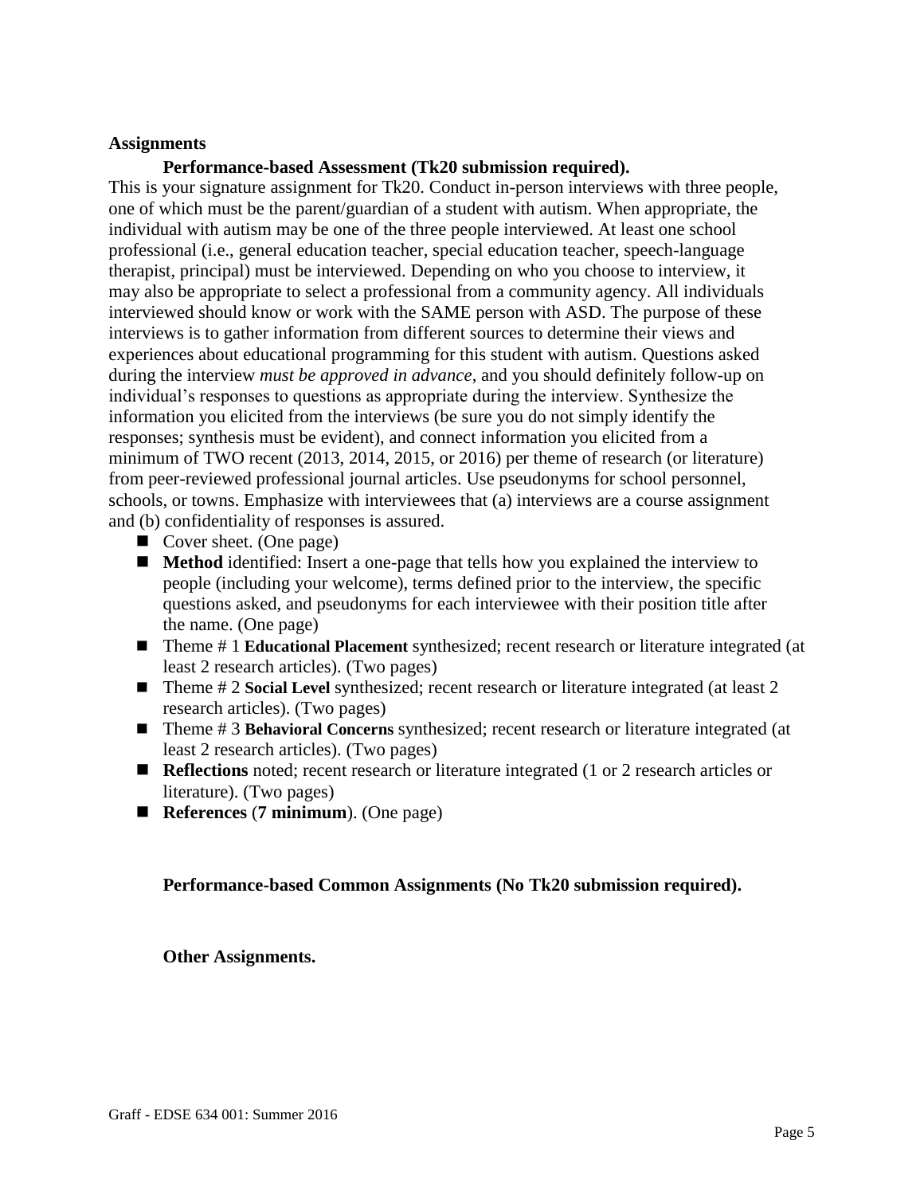**Assignments**

**Performance-based Assessment (Tk20 submission required).**

This is your signature assignment for Tk20. Conduct in-person interviews with three people, one of which must be the parent/guardian of a student with autism. When appropriate, the individual with autism may be one of the three people interviewed. At least one school professional (i.e., general education teacher, special education teacher, speech-language therapist, principal) must be interviewed. Depending on who you choose to interview, it may also be appropriate to select a professional from a community agency. All individuals interviewed should know or work with the SAME person with ASD. The purpose of these interviews is to gather information from different sources to determine their views and experiences about educational programming for this student with autism. Questions asked during the interview *must be approved in advance*, and you should definitely follow-up on individual's responses to questions as appropriate during the interview. Synthesize the information you elicited from the interviews (be sure you do not simply identify the responses; synthesis must be evident), and connect information you elicited from a minimum of TWO recent (2013, 2014, 2015, or 2016) per theme of research (or literature) from peer-reviewed professional journal articles. Use pseudonyms for school personnel, schools, or towns. Emphasize with interviewees that (a) interviews are a course assignment and (b) confidentiality of responses is assured.

- Cover sheet. (One page)
- **Method** identified: Insert a one-page that tells how you explained the interview to people (including your welcome), terms defined prior to the interview, the specific questions asked, and pseudonyms for each interviewee with their position title after the name. (One page)
- Theme # 1 **Educational Placement** synthesized; recent research or literature integrated (at least 2 research articles). (Two pages)
- Theme # 2 **Social Level** synthesized; recent research or literature integrated (at least 2 research articles). (Two pages)
- Theme # 3 **Behavioral Concerns** synthesized; recent research or literature integrated (at least 2 research articles). (Two pages)
- **Reflections** noted; recent research or literature integrated (1 or 2 research articles or literature). (Two pages)
- **References** (**7 minimum**). (One page)

**Performance-based Common Assignments (No Tk20 submission required).**

**Other Assignments.**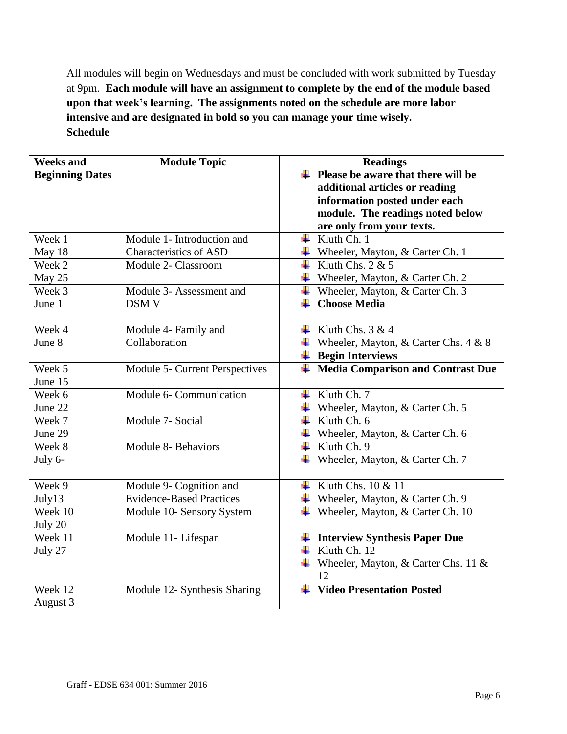All modules will begin on Wednesdays and must be concluded with work submitted by Tuesday at 9pm. **Each module will have an assignment to complete by the end of the module based upon that week's learning. The assignments noted on the schedule are more labor intensive and are designated in bold so you can manage your time wisely.**

**Schedule**

| **Weeks and Beginning Dates** | **Module Topic** | **Readings** |
|---|---|---|
| | | - **Please be aware that there will be additional articles or reading information posted under each module. The readings noted below are only from your texts.** |
| Week 1<br>May 18 | Module 1- Introduction and Characteristics of ASD | - Kluth Ch. 1<br>- Wheeler, Mayton, & Carter Ch. 1 |
| Week 2<br>May 25 | Module 2- Classroom | - Kluth Chs. 2 & 5<br>- Wheeler, Mayton, & Carter Ch. 2 |
| Week 3<br>June 1 | Module 3- Assessment and DSM V | - Wheeler, Mayton, & Carter Ch. 3<br>- **Choose Media** |
| Week 4<br>June 8 | Module 4- Family and Collaboration | - Kluth Chs. 3 & 4<br>- Wheeler, Mayton, & Carter Chs. 4 & 8<br>- **Begin Interviews** |
| Week 5<br>June 15 | Module 5- Current Perspectives | - **Media Comparison and Contrast Due** |
| Week 6<br>June 22 | Module 6- Communication | - Kluth Ch. 7<br>- Wheeler, Mayton, & Carter Ch. 5 |
| Week 7<br>June 29 | Module 7- Social | - Kluth Ch. 6<br>- Wheeler, Mayton, & Carter Ch. 6 |
| Week 8<br>July 6- | Module 8- Behaviors | - Kluth Ch. 9<br>- Wheeler, Mayton, & Carter Ch. 7 |
| Week 9<br>July13 | Module 9- Cognition and Evidence-Based Practices | - Kluth Chs. 10 & 11<br>- Wheeler, Mayton, & Carter Ch. 9 |
| Week 10<br>July 20 | Module 10- Sensory System | - Wheeler, Mayton, & Carter Ch. 10 |
| Week 11<br>July 27 | Module 11- Lifespan | - **Interview Synthesis Paper Due**<br>- Kluth Ch. 12<br>- Wheeler, Mayton, & Carter Chs. 11 & 12 |
| Week 12<br>August 3 | Module 12- Synthesis Sharing | - **Video Presentation Posted** |